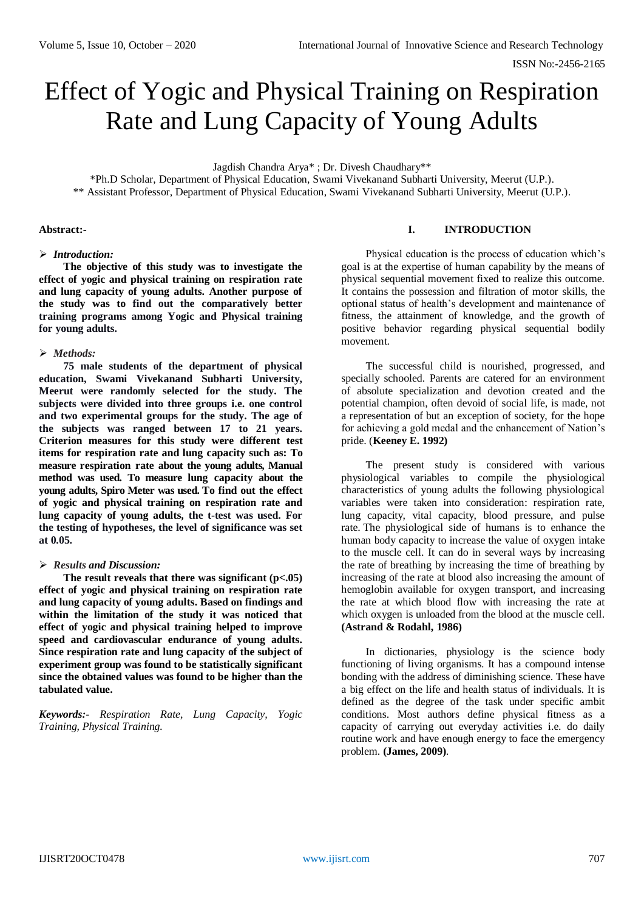# Effect of Yogic and Physical Training on Respiration Rate and Lung Capacity of Young Adults

Jagdish Chandra Arya* ; Dr. Divesh Chaudhary**

*Ph.D Scholar, Department of Physical Education, Swami Vivekanand Subharti University, Meerut (U.P.).

** Assistant Professor, Department of Physical Education, Swami Vivekanand Subharti University, Meerut (U.P.).

**Abstract:-**

➢ ***Introduction:***

**The objective of this study was to investigate the effect of yogic and physical training on respiration rate and lung capacity of young adults. Another purpose of the study was to find out the comparatively better training programs among Yogic and Physical training for young adults.**

➢ ***Methods:***

**75 male students of the department of physical education, Swami Vivekanand Subharti University, Meerut were randomly selected for the study. The subjects were divided into three groups i.e. one control and two experimental groups for the study. The age of the subjects was ranged between 17 to 21 years. Criterion measures for this study were different test items for respiration rate and lung capacity such as: To measure respiration rate about the young adults, Manual method was used. To measure lung capacity about the young adults, Spiro Meter was used. To find out the effect of yogic and physical training on respiration rate and lung capacity of young adults, the t-test was used. For the testing of hypotheses, the level of significance was set at 0.05.**

➢ ***Results and Discussion:***

**The result reveals that there was significant ($p<.05$) effect of yogic and physical training on respiration rate and lung capacity of young adults. Based on findings and within the limitation of the study it was noticed that effect of yogic and physical training helped to improve speed and cardiovascular endurance of young adults. Since respiration rate and lung capacity of the subject of experiment group was found to be statistically significant since the obtained values was found to be higher than the tabulated value.**

***Keywords:-*** *Respiration Rate, Lung Capacity, Yogic Training, Physical Training.*

## I. INTRODUCTION

Physical education is the process of education which's goal is at the expertise of human capability by the means of physical sequential movement fixed to realize this outcome. It contains the possession and filtration of motor skills, the optional status of health's development and maintenance of fitness, the attainment of knowledge, and the growth of positive behavior regarding physical sequential bodily movement.

The successful child is nourished, progressed, and specially schooled. Parents are catered for an environment of absolute specialization and devotion created and the potential champion, often devoid of social life, is made, not a representation of but an exception of society, for the hope for achieving a gold medal and the enhancement of Nation's pride. (**Keeney E. 1992)**

The present study is considered with various physiological variables to compile the physiological characteristics of young adults the following physiological variables were taken into consideration: respiration rate, lung capacity, vital capacity, blood pressure, and pulse rate. The physiological side of humans is to enhance the human body capacity to increase the value of oxygen intake to the muscle cell. It can do in several ways by increasing the rate of breathing by increasing the time of breathing by increasing of the rate at blood also increasing the amount of hemoglobin available for oxygen transport, and increasing the rate at which blood flow with increasing the rate at which oxygen is unloaded from the blood at the muscle cell. **(Astrand & Rodahl, 1986)**

In dictionaries, physiology is the science body functioning of living organisms. It has a compound intense bonding with the address of diminishing science. These have a big effect on the life and health status of individuals. It is defined as the degree of the task under specific ambit conditions. Most authors define physical fitness as a capacity of carrying out everyday activities i.e. do daily routine work and have enough energy to face the emergency problem. **(James, 2009)**.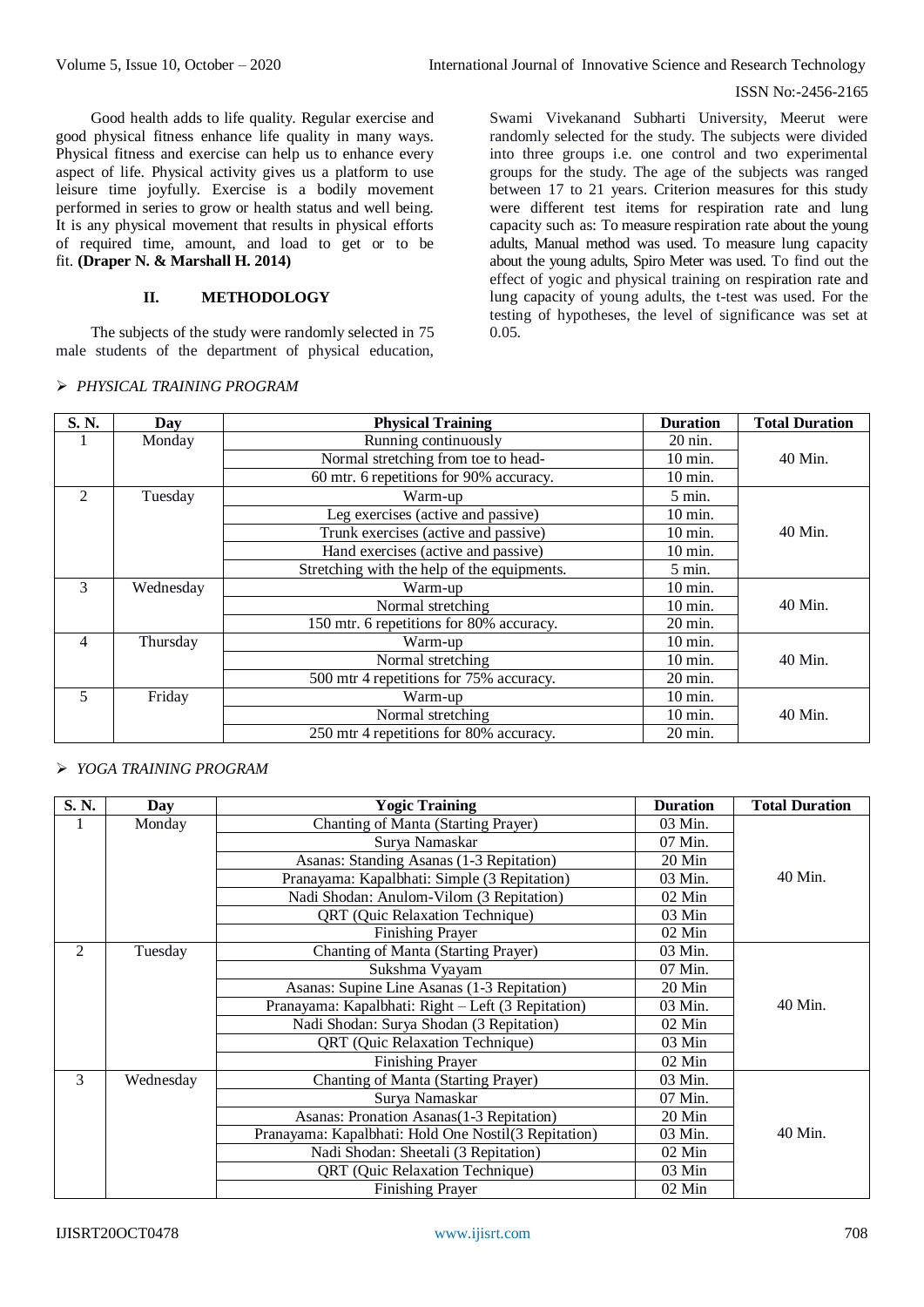Good health adds to life quality. Regular exercise and good physical fitness enhance life quality in many ways. Physical fitness and exercise can help us to enhance every aspect of life. Physical activity gives us a platform to use leisure time joyfully. Exercise is a bodily movement performed in series to grow or health status and well being. It is any physical movement that results in physical efforts of required time, amount, and load to get or to be fit. **(Draper N. & Marshall H. 2014)**

## II. METHODOLOGY

The subjects of the study were randomly selected in 75 male students of the department of physical education, Swami Vivekanand Subharti University, Meerut were randomly selected for the study. The subjects were divided into three groups i.e. one control and two experimental groups for the study. The age of the subjects was ranged between 17 to 21 years. Criterion measures for this study were different test items for respiration rate and lung capacity such as: To measure respiration rate about the young adults, Manual method was used. To measure lung capacity about the young adults, Spiro Meter was used. To find out the effect of yogic and physical training on respiration rate and lung capacity of young adults, the t-test was used. For the testing of hypotheses, the level of significance was set at 0.05.

- *PHYSICAL TRAINING PROGRAM*

| S. N. | Day | Physical Training | Duration | Total Duration |
|---|---|---|---|---|
| 1 | Monday | Running continuously | 20 nin. | 40 Min. |
| | | Normal stretching from toe to head- | 10 min. | |
| | | 60 mtr. 6 repetitions for 90% accuracy. | 10 min. | |
| 2 | Tuesday | Warm-up | 5 min. | 40 Min. |
| | | Leg exercises (active and passive) | 10 min. | |
| | | Trunk exercises (active and passive) | 10 min. | |
| | | Hand exercises (active and passive) | 10 min. | |
| | | Stretching with the help of the equipments. | 5 min. | |
| 3 | Wednesday | Warm-up | 10 min. | 40 Min. |
| | | Normal stretching | 10 min. | |
| | | 150 mtr. 6 repetitions for 80% accuracy. | 20 min. | |
| 4 | Thursday | Warm-up | 10 min. | 40 Min. |
| | | Normal stretching | 10 min. | |
| | | 500 mtr 4 repetitions for 75% accuracy. | 20 min. | |
| 5 | Friday | Warm-up | 10 min. | 40 Min. |
| | | Normal stretching | 10 min. | |
| | | 250 mtr 4 repetitions for 80% accuracy. | 20 min. | |

- *YOGA TRAINING PROGRAM*

| S. N. | Day | Yogic Training | Duration | Total Duration |
|---|---|---|---|---|
| 1 | Monday | Chanting of Manta (Starting Prayer) | 03 Min. | 40 Min. |
| | | Surya Namaskar | 07 Min. | |
| | | Asanas: Standing Asanas (1-3 Repitation) | 20 Min | |
| | | Pranayama: Kapalbhati: Simple (3 Repitation) | 03 Min. | |
| | | Nadi Shodan: Anulom-Vilom (3 Repitation) | 02 Min | |
| | | QRT (Quic Relaxation Technique) | 03 Min | |
| | | Finishing Prayer | 02 Min | |
| 2 | Tuesday | Chanting of Manta (Starting Prayer) | 03 Min. | 40 Min. |
| | | Sukshma Vyayam | 07 Min. | |
| | | Asanas: Supine Line Asanas (1-3 Repitation) | 20 Min | |
| | | Pranayama: Kapalbhati: Right – Left (3 Repitation) | 03 Min. | |
| | | Nadi Shodan: Surya Shodan (3 Repitation) | 02 Min | |
| | | QRT (Quic Relaxation Technique) | 03 Min | |
| | | Finishing Prayer | 02 Min | |
| 3 | Wednesday | Chanting of Manta (Starting Prayer) | 03 Min. | 40 Min. |
| | | Surya Namaskar | 07 Min. | |
| | | Asanas: Pronation Asanas(1-3 Repitation) | 20 Min | |
| | | Pranayama: Kapalbhati: Hold One Nostil(3 Repitation) | 03 Min. | |
| | | Nadi Shodan: Sheetali (3 Repitation) | 02 Min | |
| | | QRT (Quic Relaxation Technique) | 03 Min | |
| | | Finishing Prayer | 02 Min | |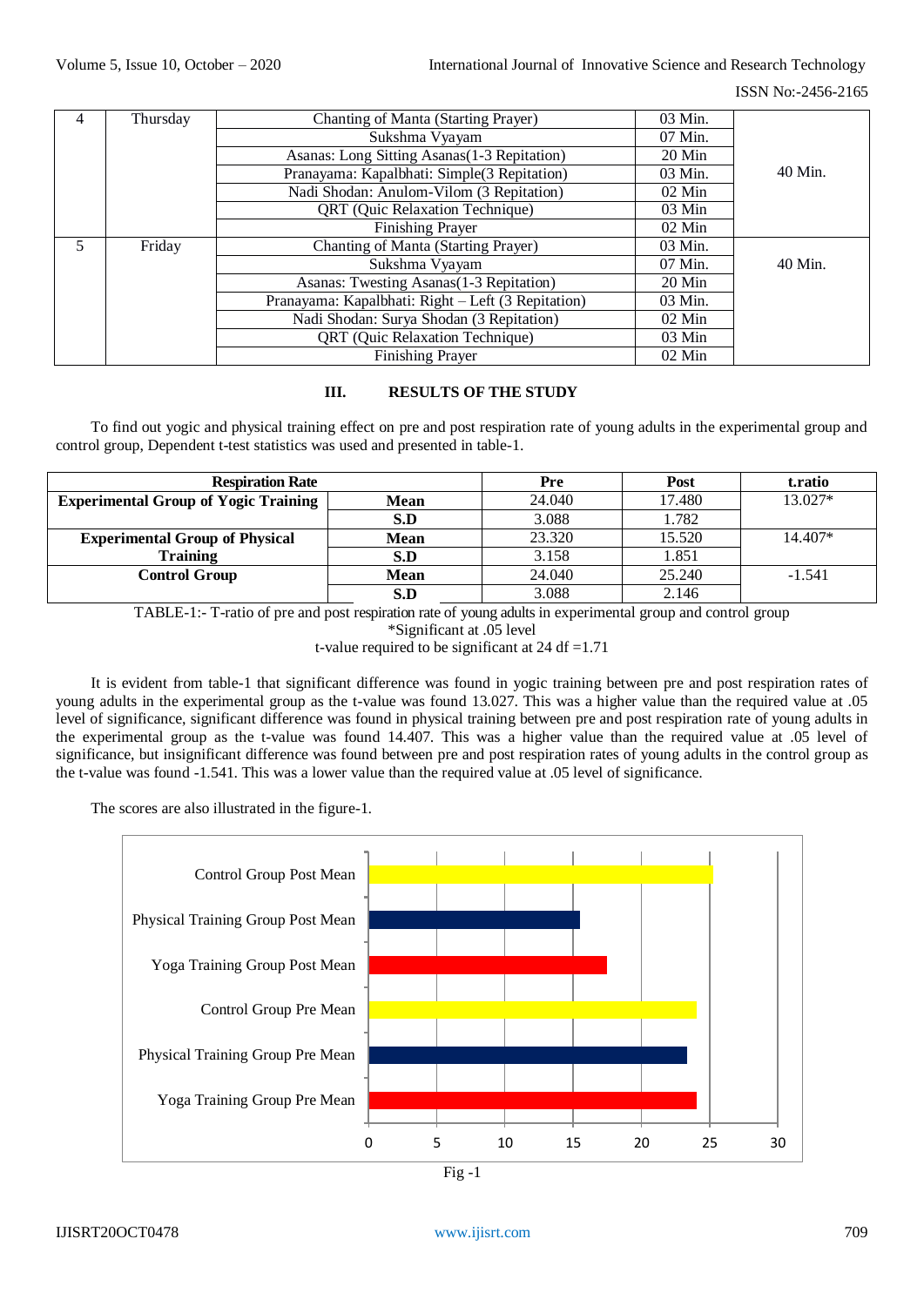| 4 | Thursday | Chanting of Manta (Starting Prayer) | 03 Min. | 40 Min. |
|---|---|---|---|---|
| | | Sukshma Vyayam | 07 Min. | |
| | | Asanas: Long Sitting Asanas(1-3 Repitation) | 20 Min | |
| | | Pranayama: Kapalbhati: Simple(3 Repitation) | 03 Min. | |
| | | Nadi Shodan: Anulom-Vilom (3 Repitation) | 02 Min | |
| | | QRT (Quic Relaxation Technique) | 03 Min | |
| | | Finishing Prayer | 02 Min | |
| 5 | Friday | Chanting of Manta (Starting Prayer) | 03 Min. | 40 Min. |
| | | Sukshma Vyayam | 07 Min. | |
| | | Asanas: Twesting Asanas(1-3 Repitation) | 20 Min | |
| | | Pranayama: Kapalbhati: Right – Left (3 Repitation) | 03 Min. | |
| | | Nadi Shodan: Surya Shodan (3 Repitation) | 02 Min | |
| | | QRT (Quic Relaxation Technique) | 03 Min | |
| | | Finishing Prayer | 02 Min | |

## III. RESULTS OF THE STUDY

To find out yogic and physical training effect on pre and post respiration rate of young adults in the experimental group and control group, Dependent t-test statistics was used and presented in table-1.

| **Respiration Rate** | | **Pre** | **Post** | **t.ratio** |
|---|---|---|---|---|
| **Experimental Group of Yogic Training** | **Mean** | 24.040 | 17.480 | 13.027* |
| | **S.D** | 3.088 | 1.782 | |
| **Experimental Group of Physical Training** | **Mean** | 23.320 | 15.520 | 14.407* |
| | **S.D** | 3.158 | 1.851 | |
| **Control Group** | **Mean** | 24.040 | 25.240 | -1.541 |
| | **S.D** | 3.088 | 2.146 | |

TABLE-1:- T-ratio of pre and post respiration rate of young adults in experimental group and control group

*Significant at .05 level

t-value required to be significant at 24 df =1.71

It is evident from table-1 that significant difference was found in yogic training between pre and post respiration rates of young adults in the experimental group as the t-value was found 13.027. This was a higher value than the required value at .05 level of significance, significant difference was found in physical training between pre and post respiration rate of young adults in the experimental group as the t-value was found 14.407. This was a higher value than the required value at .05 level of significance, but insignificant difference was found between pre and post respiration rates of young adults in the control group as the t-value was found -1.541. This was a lower value than the required value at .05 level of significance.

The scores are also illustrated in the figure-1.

Fig -1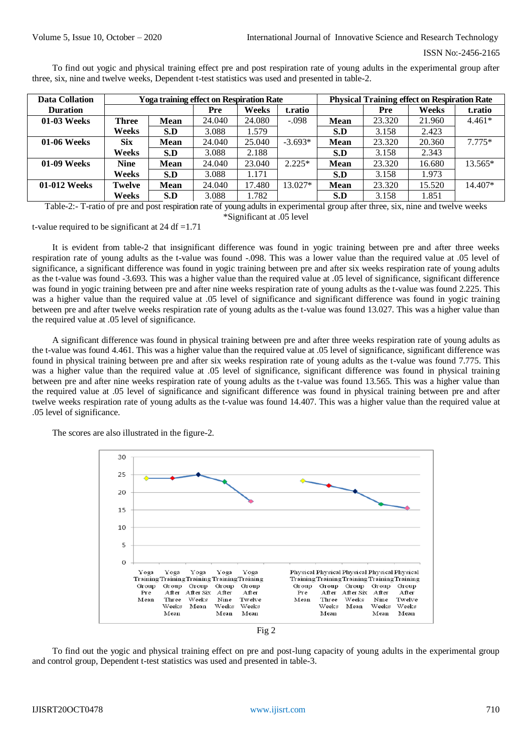To find out yogic and physical training effect pre and post respiration rate of young adults in the experimental group after three, six, nine and twelve weeks, Dependent t-test statistics was used and presented in table-2.

| Data Collation | Yoga training effect on Respiration Rate | | | | | Physical Training effect on Respiration Rate | | | |
|---|---|---|---|---|---|---|---|---|---|
| **Duration** | | | **Pre** | **Weeks** | **t.ratio** | | **Pre** | **Weeks** | **t.ratio** |
| **01-03 Weeks** | **Three Weeks** | **Mean** | 24.040 | 24.080 | -.098 | **Mean** | 23.320 | 21.960 | 4.461* |
| | | **S.D** | 3.088 | 1.579 | | **S.D** | 3.158 | 2.423 | |
| **01-06 Weeks** | **Six Weeks** | **Mean** | 24.040 | 25.040 | -3.693* | **Mean** | 23.320 | 20.360 | 7.775* |
| | | **S.D** | 3.088 | 2.188 | | **S.D** | 3.158 | 2.343 | |
| **01-09 Weeks** | **Nine Weeks** | **Mean** | 24.040 | 23.040 | 2.225* | **Mean** | 23.320 | 16.680 | 13.565* |
| | | **S.D** | 3.088 | 1.171 | | **S.D** | 3.158 | 1.973 | |
| **01-012 Weeks** | **Twelve Weeks** | **Mean** | 24.040 | 17.480 | 13.027* | **Mean** | 23.320 | 15.520 | 14.407* |
| | | **S.D** | 3.088 | 1.782 | | **S.D** | 3.158 | 1.851 | |

Table-2:- T-ratio of pre and post respiration rate of young adults in experimental group after three, six, nine and twelve weeks

*Significant at .05 level

t-value required to be significant at 24 df =1.71

It is evident from table-2 that insignificant difference was found in yogic training between pre and after three weeks respiration rate of young adults as the t-value was found -.098. This was a lower value than the required value at .05 level of significance, a significant difference was found in yogic training between pre and after six weeks respiration rate of young adults as the t-value was found -3.693. This was a higher value than the required value at .05 level of significance, significant difference was found in yogic training between pre and after nine weeks respiration rate of young adults as the t-value was found 2.225. This was a higher value than the required value at .05 level of significance and significant difference was found in yogic training between pre and after twelve weeks respiration rate of young adults as the t-value was found 13.027. This was a higher value than the required value at .05 level of significance.

A significant difference was found in physical training between pre and after three weeks respiration rate of young adults as the t-value was found 4.461. This was a higher value than the required value at .05 level of significance, significant difference was found in physical training between pre and after six weeks respiration rate of young adults as the t-value was found 7.775. This was a higher value than the required value at .05 level of significance, significant difference was found in physical training between pre and after nine weeks respiration rate of young adults as the t-value was found 13.565. This was a higher value than the required value at .05 level of significance and significant difference was found in physical training between pre and after twelve weeks respiration rate of young adults as the t-value was found 14.407. This was a higher value than the required value at .05 level of significance.

The scores are also illustrated in the figure-2.

Fig 2

To find out the yogic and physical training effect on pre and post-lung capacity of young adults in the experimental group and control group, Dependent t-test statistics was used and presented in table-3.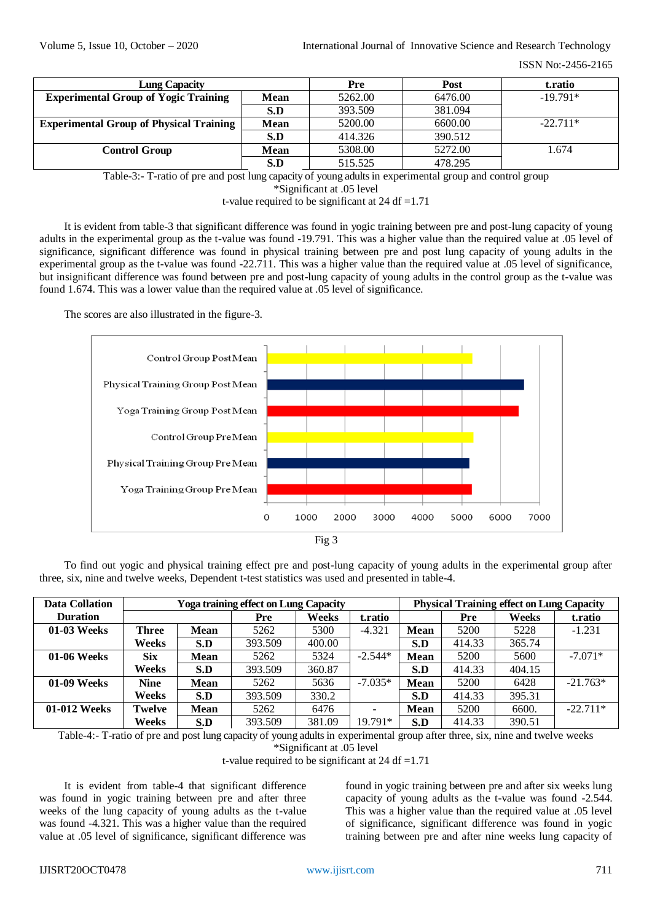| Lung Capacity | | Pre | Post | t.ratio |
|---|---|---|---|---|
| **Experimental Group of Yogic Training** | **Mean** | 5262.00 | 6476.00 | -19.791* |
| | **S.D** | 393.509 | 381.094 | |
| **Experimental Group of Physical Training** | **Mean** | 5200.00 | 6600.00 | -22.711* |
| | **S.D** | 414.326 | 390.512 | |
| **Control Group** | **Mean** | 5308.00 | 5272.00 | 1.674 |
| | **S.D** | 515.525 | 478.295 | |

Table-3:- T-ratio of pre and post lung capacity of young adults in experimental group and control group
*Significant at .05 level
t-value required to be significant at 24 df =1.71

It is evident from table-3 that significant difference was found in yogic training between pre and post-lung capacity of young adults in the experimental group as the t-value was found -19.791. This was a higher value than the required value at .05 level of significance, significant difference was found in physical training between pre and post lung capacity of young adults in the experimental group as the t-value was found -22.711. This was a higher value than the required value at .05 level of significance, but insignificant difference was found between pre and post-lung capacity of young adults in the control group as the t-value was found 1.674. This was a lower value than the required value at .05 level of significance.

The scores are also illustrated in the figure-3.

Fig 3

To find out yogic and physical training effect pre and post-lung capacity of young adults in the experimental group after three, six, nine and twelve weeks, Dependent t-test statistics was used and presented in table-4.

| Data Collation Duration | Yoga training effect on Lung Capacity | | | | | Physical Training effect on Lung Capacity | | | |
|---|---|---|---|---|---|---|---|---|---|
| | | | Pre | Weeks | t.ratio | | Pre | Weeks | t.ratio |
| **01-03 Weeks** | **Three Weeks** | **Mean** | 5262 | 5300 | -4.321 | **Mean** | 5200 | 5228 | -1.231 |
| | | **S.D** | 393.509 | 400.00 | | **S.D** | 414.33 | 365.74 | |
| **01-06 Weeks** | **Six Weeks** | **Mean** | 5262 | 5324 | -2.544* | **Mean** | 5200 | 5600 | -7.071* |
| | | **S.D** | 393.509 | 360.87 | | **S.D** | 414.33 | 404.15 | |
| **01-09 Weeks** | **Nine Weeks** | **Mean** | 5262 | 5636 | -7.035* | **Mean** | 5200 | 6428 | -21.763* |
| | | **S.D** | 393.509 | 330.2 | | **S.D** | 414.33 | 395.31 | |
| **01-012 Weeks** | **Twelve Weeks** | **Mean** | 5262 | 6476 | - | **Mean** | 5200 | 6600. | -22.711* |
| | | **S.D** | 393.509 | 381.09 | 19.791* | **S.D** | 414.33 | 390.51 | |

Table-4:- T-ratio of pre and post lung capacity of young adults in experimental group after three, six, nine and twelve weeks
*Significant at .05 level
t-value required to be significant at 24 df =1.71

It is evident from table-4 that significant difference was found in yogic training between pre and after three weeks of the lung capacity of young adults as the t-value was found -4.321. This was a higher value than the required value at .05 level of significance, significant difference was found in yogic training between pre and after six weeks lung capacity of young adults as the t-value was found -2.544. This was a higher value than the required value at .05 level of significance, significant difference was found in yogic training between pre and after nine weeks lung capacity of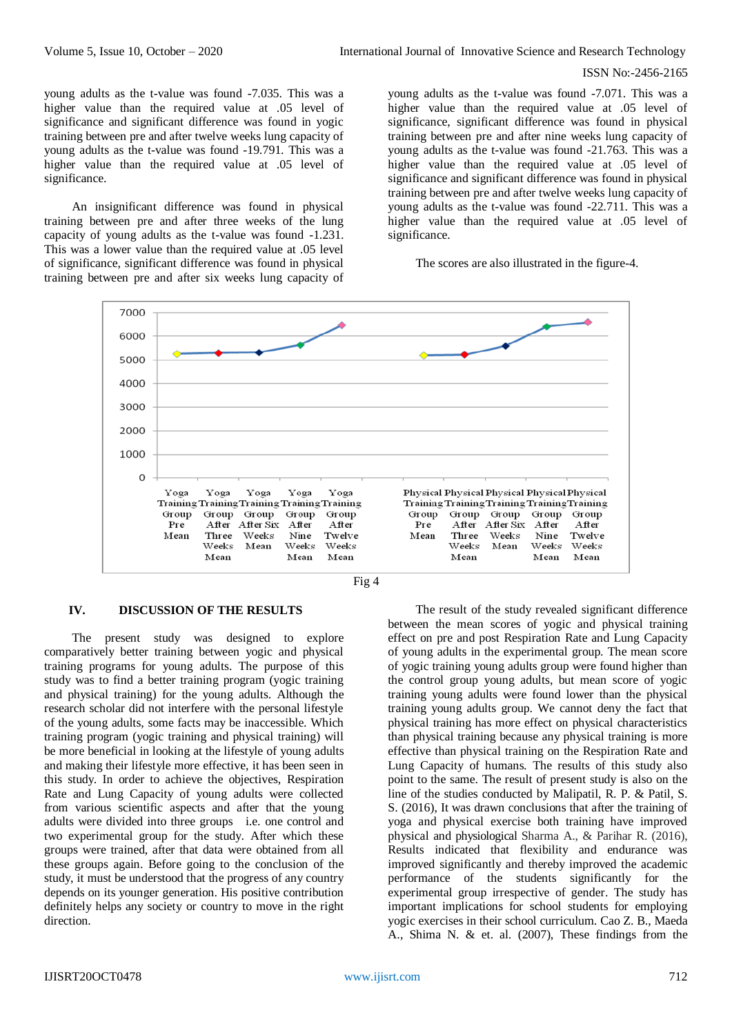young adults as the t-value was found -7.035. This was a higher value than the required value at .05 level of significance and significant difference was found in yogic training between pre and after twelve weeks lung capacity of young adults as the t-value was found -19.791. This was a higher value than the required value at .05 level of significance.

An insignificant difference was found in physical training between pre and after three weeks of the lung capacity of young adults as the t-value was found -1.231. This was a lower value than the required value at .05 level of significance, significant difference was found in physical training between pre and after six weeks lung capacity of young adults as the t-value was found -7.071. This was a higher value than the required value at .05 level of significance, significant difference was found in physical training between pre and after nine weeks lung capacity of young adults as the t-value was found -21.763. This was a higher value than the required value at .05 level of significance and significant difference was found in physical training between pre and after twelve weeks lung capacity of young adults as the t-value was found -22.711. This was a higher value than the required value at .05 level of significance.

The scores are also illustrated in the figure-4.

Fig 4

## IV. DISCUSSION OF THE RESULTS

The present study was designed to explore comparatively better training between yogic and physical training programs for young adults. The purpose of this study was to find a better training program (yogic training and physical training) for the young adults. Although the research scholar did not interfere with the personal lifestyle of the young adults, some facts may be inaccessible. Which training program (yogic training and physical training) will be more beneficial in looking at the lifestyle of young adults and making their lifestyle more effective, it has been seen in this study. In order to achieve the objectives, Respiration Rate and Lung Capacity of young adults were collected from various scientific aspects and after that the young adults were divided into three groups i.e. one control and two experimental group for the study. After which these groups were trained, after that data were obtained from all these groups again. Before going to the conclusion of the study, it must be understood that the progress of any country depends on its younger generation. His positive contribution definitely helps any society or country to move in the right direction.

The result of the study revealed significant difference between the mean scores of yogic and physical training effect on pre and post Respiration Rate and Lung Capacity of young adults in the experimental group. The mean score of yogic training young adults group were found higher than the control group young adults, but mean score of yogic training young adults were found lower than the physical training young adults group. We cannot deny the fact that physical training has more effect on physical characteristics than physical training because any physical training is more effective than physical training on the Respiration Rate and Lung Capacity of humans. The results of this study also point to the same. The result of present study is also on the line of the studies conducted by Malipatil, R. P. & Patil, S. S. (2016), It was drawn conclusions that after the training of yoga and physical exercise both training have improved physical and physiological Sharma A., & Parihar R. (2016), Results indicated that flexibility and endurance was improved significantly and thereby improved the academic performance of the students significantly for the experimental group irrespective of gender. The study has important implications for school students for employing yogic exercises in their school curriculum. Cao Z. B., Maeda A., Shima N. & et. al. (2007), These findings from the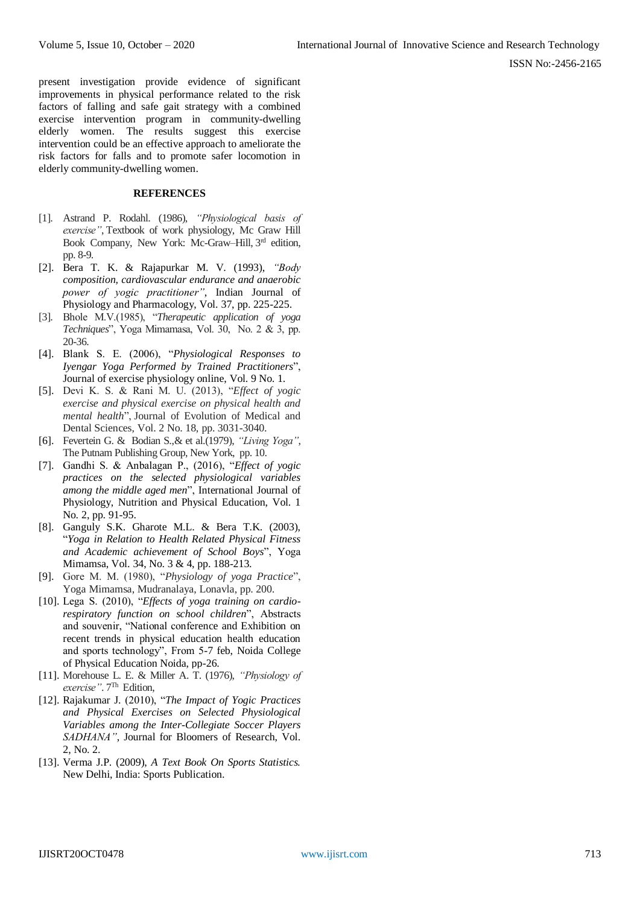present investigation provide evidence of significant improvements in physical performance related to the risk factors of falling and safe gait strategy with a combined exercise intervention program in community-dwelling elderly women. The results suggest this exercise intervention could be an effective approach to ameliorate the risk factors for falls and to promote safer locomotion in elderly community-dwelling women.

## REFERENCES

[1]. Astrand P. Rodahl. (1986), *"Physiological basis of exercise"*, Textbook of work physiology, Mc Graw Hill Book Company, New York: Mc-Graw–Hill, 3rd edition, pp. 8-9.

[2]. Bera T. K. & Rajapurkar M. V. (1993), *"Body composition, cardiovascular endurance and anaerobic power of yogic practitioner"*, Indian Journal of Physiology and Pharmacology, Vol. 37, pp. 225-225.

[3]. Bhole M.V.(1985), "*Therapeutic application of yoga Techniques*", Yoga Mimamasa, Vol. 30, No. 2 & 3, pp. 20-36.

[4]. Blank S. E. (2006), "*Physiological Responses to Iyengar Yoga Performed by Trained Practitioners*", Journal of exercise physiology online, Vol. 9 No. 1.

[5]. Devi K. S. & Rani M. U. (2013), "*Effect of yogic exercise and physical exercise on physical health and mental health*", Journal of Evolution of Medical and Dental Sciences, Vol. 2 No. 18, pp. 3031-3040.

[6]. Fevertein G. & Bodian S.,& et al.(1979), *"Living Yoga"*, The Putnam Publishing Group, New York, pp. 10.

[7]. Gandhi S. & Anbalagan P., (2016), "*Effect of yogic practices on the selected physiological variables among the middle aged men*", International Journal of Physiology, Nutrition and Physical Education, Vol. 1 No. 2, pp. 91-95.

[8]. Ganguly S.K. Gharote M.L. & Bera T.K. (2003), "*Yoga in Relation to Health Related Physical Fitness and Academic achievement of School Boys*", Yoga Mimamsa, Vol. 34, No. 3 & 4, pp. 188-213.

[9]. Gore M. M. (1980), "*Physiology of yoga Practice*", Yoga Mimamsa, Mudranalaya, Lonavla, pp. 200.

[10]. Lega S. (2010), "*Effects of yoga training on cardio-respiratory function on school children*", Abstracts and souvenir, "National conference and Exhibition on recent trends in physical education health education and sports technology", From 5-7 feb, Noida College of Physical Education Noida, pp-26.

[11]. Morehouse L. E. & Miller A. T. (1976), *"Physiology of exercise"*. 7Th Edition,

[12]. Rajakumar J. (2010), "*The Impact of Yogic Practices and Physical Exercises on Selected Physiological Variables among the Inter-Collegiate Soccer Players SADHANA"*, Journal for Bloomers of Research, Vol. 2, No. 2.

[13]. Verma J.P. (2009), *A Text Book On Sports Statistics.* New Delhi, India: Sports Publication.